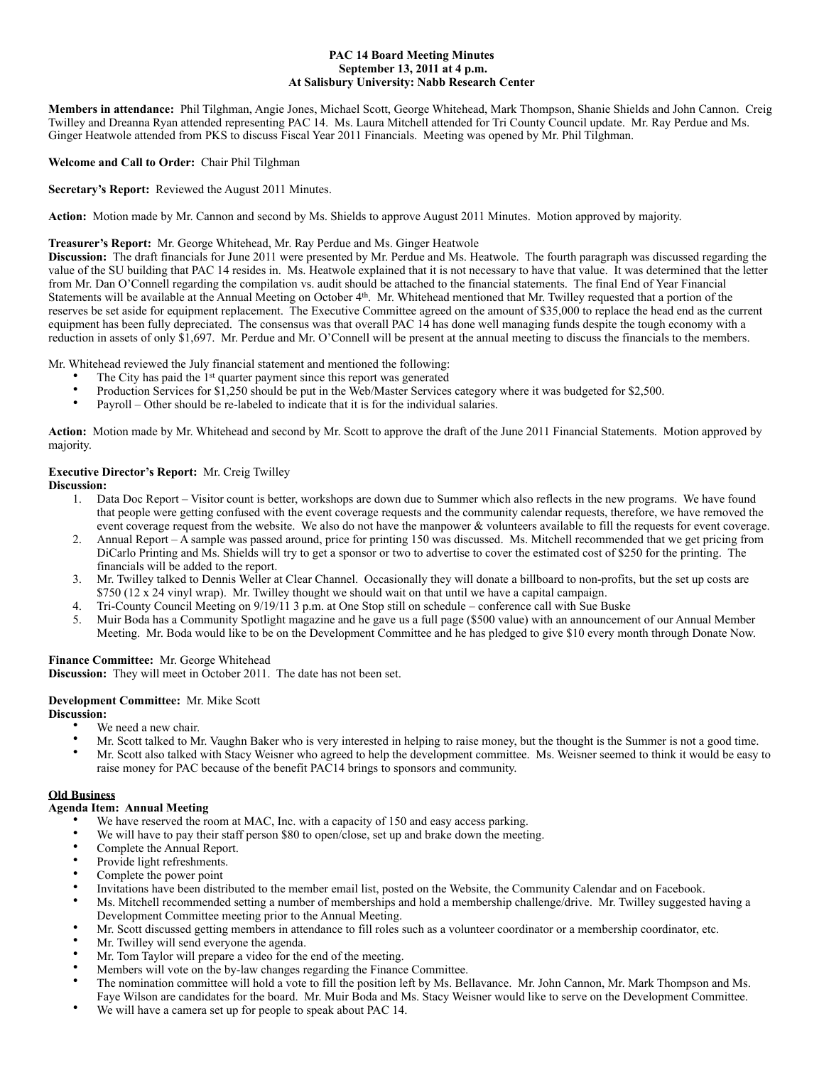**PAC 14 Board Meeting Minutes**
**September 13, 2011 at 4 p.m.**
**At Salisbury University: Nabb Research Center**

**Members in attendance:** Phil Tilghman, Angie Jones, Michael Scott, George Whitehead, Mark Thompson, Shanie Shields and John Cannon. Creig Twilley and Dreanna Ryan attended representing PAC 14. Ms. Laura Mitchell attended for Tri County Council update. Mr. Ray Perdue and Ms. Ginger Heatwole attended from PKS to discuss Fiscal Year 2011 Financials. Meeting was opened by Mr. Phil Tilghman.

**Welcome and Call to Order:** Chair Phil Tilghman

**Secretary's Report:** Reviewed the August 2011 Minutes.

**Action:** Motion made by Mr. Cannon and second by Ms. Shields to approve August 2011 Minutes. Motion approved by majority.

**Treasurer's Report:** Mr. George Whitehead, Mr. Ray Perdue and Ms. Ginger Heatwole
**Discussion:** The draft financials for June 2011 were presented by Mr. Perdue and Ms. Heatwole. The fourth paragraph was discussed regarding the value of the SU building that PAC 14 resides in. Ms. Heatwole explained that it is not necessary to have that value. It was determined that the letter from Mr. Dan O'Connell regarding the compilation vs. audit should be attached to the financial statements. The final End of Year Financial Statements will be available at the Annual Meeting on October 4th. Mr. Whitehead mentioned that Mr. Twilley requested that a portion of the reserves be set aside for equipment replacement. The Executive Committee agreed on the amount of $35,000 to replace the head end as the current equipment has been fully depreciated. The consensus was that overall PAC 14 has done well managing funds despite the tough economy with a reduction in assets of only $1,697. Mr. Perdue and Mr. O'Connell will be present at the annual meeting to discuss the financials to the members.

Mr. Whitehead reviewed the July financial statement and mentioned the following:

- The City has paid the 1st quarter payment since this report was generated
- Production Services for $1,250 should be put in the Web/Master Services category where it was budgeted for $2,500.
- Payroll – Other should be re-labeled to indicate that it is for the individual salaries.

**Action:** Motion made by Mr. Whitehead and second by Mr. Scott to approve the draft of the June 2011 Financial Statements. Motion approved by majority.

**Executive Director's Report:** Mr. Creig Twilley
**Discussion:**

1. Data Doc Report – Visitor count is better, workshops are down due to Summer which also reflects in the new programs. We have found that people were getting confused with the event coverage requests and the community calendar requests, therefore, we have removed the event coverage request from the website. We also do not have the manpower & volunteers available to fill the requests for event coverage.
2. Annual Report – A sample was passed around, price for printing 150 was discussed. Ms. Mitchell recommended that we get pricing from DiCarlo Printing and Ms. Shields will try to get a sponsor or two to advertise to cover the estimated cost of $250 for the printing. The financials will be added to the report.
3. Mr. Twilley talked to Dennis Weller at Clear Channel. Occasionally they will donate a billboard to non-profits, but the set up costs are $750 (12 x 24 vinyl wrap). Mr. Twilley thought we should wait on that until we have a capital campaign.
4. Tri-County Council Meeting on 9/19/11 3 p.m. at One Stop still on schedule – conference call with Sue Buske
5. Muir Boda has a Community Spotlight magazine and he gave us a full page ($500 value) with an announcement of our Annual Member Meeting. Mr. Boda would like to be on the Development Committee and he has pledged to give $10 every month through Donate Now.

**Finance Committee:** Mr. George Whitehead
**Discussion:** They will meet in October 2011. The date has not been set.

**Development Committee:** Mr. Mike Scott
**Discussion:**

- We need a new chair.
- Mr. Scott talked to Mr. Vaughn Baker who is very interested in helping to raise money, but the thought is the Summer is not a good time.
- Mr. Scott also talked with Stacy Weisner who agreed to help the development committee. Ms. Weisner seemed to think it would be easy to raise money for PAC because of the benefit PAC14 brings to sponsors and community.

**Old Business**

**Agenda Item: Annual Meeting**

- We have reserved the room at MAC, Inc. with a capacity of 150 and easy access parking.
- We will have to pay their staff person $80 to open/close, set up and brake down the meeting.
- Complete the Annual Report.
- Provide light refreshments.
- Complete the power point
- Invitations have been distributed to the member email list, posted on the Website, the Community Calendar and on Facebook.
- Ms. Mitchell recommended setting a number of memberships and hold a membership challenge/drive. Mr. Twilley suggested having a Development Committee meeting prior to the Annual Meeting.
- Mr. Scott discussed getting members in attendance to fill roles such as a volunteer coordinator or a membership coordinator, etc.
- Mr. Twilley will send everyone the agenda.
- Mr. Tom Taylor will prepare a video for the end of the meeting.
- Members will vote on the by-law changes regarding the Finance Committee.
- The nomination committee will hold a vote to fill the position left by Ms. Bellavance. Mr. John Cannon, Mr. Mark Thompson and Ms. Faye Wilson are candidates for the board. Mr. Muir Boda and Ms. Stacy Weisner would like to serve on the Development Committee.
- We will have a camera set up for people to speak about PAC 14.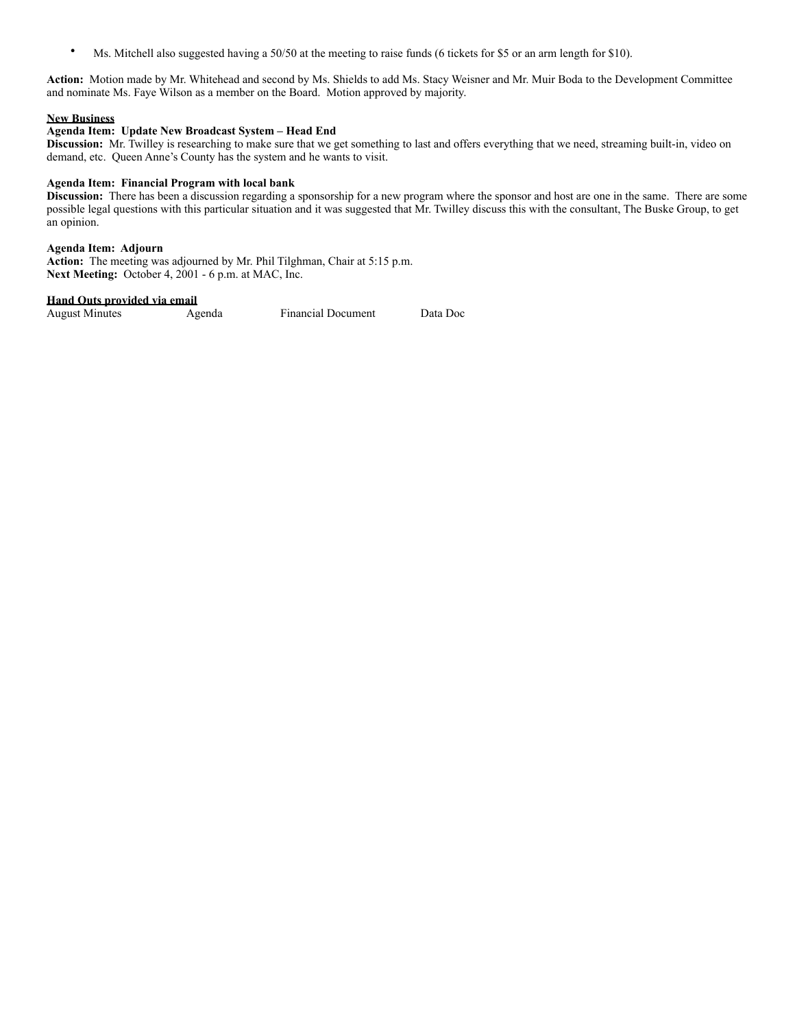- Ms. Mitchell also suggested having a 50/50 at the meeting to raise funds (6 tickets for $5 or an arm length for $10).

**Action:** Motion made by Mr. Whitehead and second by Ms. Shields to add Ms. Stacy Weisner and Mr. Muir Boda to the Development Committee and nominate Ms. Faye Wilson as a member on the Board. Motion approved by majority.

**New Business**

**Agenda Item: Update New Broadcast System – Head End**
**Discussion:** Mr. Twilley is researching to make sure that we get something to last and offers everything that we need, streaming built-in, video on demand, etc. Queen Anne's County has the system and he wants to visit.

**Agenda Item: Financial Program with local bank**
**Discussion:** There has been a discussion regarding a sponsorship for a new program where the sponsor and host are one in the same. There are some possible legal questions with this particular situation and it was suggested that Mr. Twilley discuss this with the consultant, The Buske Group, to get an opinion.

**Agenda Item: Adjourn**
**Action:** The meeting was adjourned by Mr. Phil Tilghman, Chair at 5:15 p.m.
**Next Meeting:** October 4, 2001 - 6 p.m. at MAC, Inc.

**Hand Outs provided via email**

August Minutes    Agenda    Financial Document    Data Doc